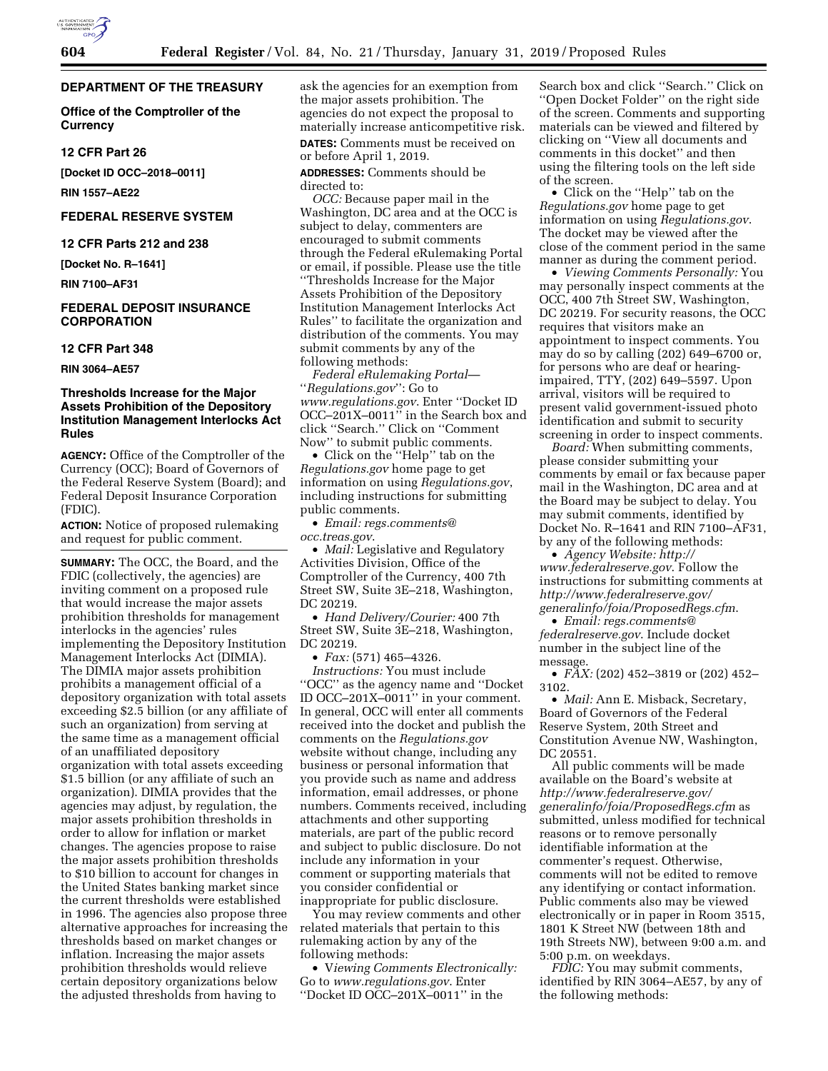## DEPARTMENT OF THE TREASURY

### Office of the Comptroller of the Currency

### 12 CFR Part 26

**[Docket ID OCC–2018–0011]**

**RIN 1557–AE22**

## FEDERAL RESERVE SYSTEM

### 12 CFR Parts 212 and 238

**[Docket No. R–1641]**

**RIN 7100–AF31**

## FEDERAL DEPOSIT INSURANCE CORPORATION

### 12 CFR Part 348

**RIN 3064–AE57**

## Thresholds Increase for the Major Assets Prohibition of the Depository Institution Management Interlocks Act Rules

**AGENCY:** Office of the Comptroller of the Currency (OCC); Board of Governors of the Federal Reserve System (Board); and Federal Deposit Insurance Corporation (FDIC).

**ACTION:** Notice of proposed rulemaking and request for public comment.

**SUMMARY:** The OCC, the Board, and the FDIC (collectively, the agencies) are inviting comment on a proposed rule that would increase the major assets prohibition thresholds for management interlocks in the agencies' rules implementing the Depository Institution Management Interlocks Act (DIMIA). The DIMIA major assets prohibition prohibits a management official of a depository organization with total assets exceeding $2.5 billion (or any affiliate of such an organization) from serving at the same time as a management official of an unaffiliated depository organization with total assets exceeding $1.5 billion (or any affiliate of such an organization). DIMIA provides that the agencies may adjust, by regulation, the major assets prohibition thresholds in order to allow for inflation or market changes. The agencies propose to raise the major assets prohibition thresholds to $10 billion to account for changes in the United States banking market since the current thresholds were established in 1996. The agencies also propose three alternative approaches for increasing the thresholds based on market changes or inflation. Increasing the major assets prohibition thresholds would relieve certain depository organizations below the adjusted thresholds from having to ask the agencies for an exemption from the major assets prohibition. The agencies do not expect the proposal to materially increase anticompetitive risk.

**DATES:** Comments must be received on or before April 1, 2019.

**ADDRESSES:** Comments should be directed to:

*OCC:* Because paper mail in the Washington, DC area and at the OCC is subject to delay, commenters are encouraged to submit comments through the Federal eRulemaking Portal or email, if possible. Please use the title "Thresholds Increase for the Major Assets Prohibition of the Depository Institution Management Interlocks Act Rules" to facilitate the organization and distribution of the comments. You may submit comments by any of the following methods:

*Federal eRulemaking Portal—"Regulations.gov":* Go to *www.regulations.gov*. Enter "Docket ID OCC–201X–0011" in the Search box and click "Search." Click on "Comment Now" to submit public comments.

• Click on the "Help" tab on the *Regulations.gov* home page to get information on using *Regulations.gov*, including instructions for submitting public comments.

• *Email: regs.comments@occ.treas.gov*.

• *Mail:* Legislative and Regulatory Activities Division, Office of the Comptroller of the Currency, 400 7th Street SW, Suite 3E–218, Washington, DC 20219.

• *Hand Delivery/Courier:* 400 7th Street SW, Suite 3E–218, Washington, DC 20219.

• *Fax:* (571) 465–4326.

*Instructions:* You must include "OCC" as the agency name and "Docket ID OCC–201X–0011" in your comment. In general, OCC will enter all comments received into the docket and publish the comments on the *Regulations.gov* website without change, including any business or personal information that you provide such as name and address information, email addresses, or phone numbers. Comments received, including attachments and other supporting materials, are part of the public record and subject to public disclosure. Do not include any information in your comment or supporting materials that you consider confidential or inappropriate for public disclosure.

You may review comments and other related materials that pertain to this rulemaking action by any of the following methods:

• V*iewing Comments Electronically:* Go to *www.regulations.gov*. Enter "Docket ID OCC–201X–0011" in the Search box and click "Search." Click on "Open Docket Folder" on the right side of the screen. Comments and supporting materials can be viewed and filtered by clicking on "View all documents and comments in this docket" and then using the filtering tools on the left side of the screen.

• Click on the "Help" tab on the *Regulations.gov* home page to get information on using *Regulations.gov*. The docket may be viewed after the close of the comment period in the same manner as during the comment period.

• *Viewing Comments Personally:* You may personally inspect comments at the OCC, 400 7th Street SW, Washington, DC 20219. For security reasons, the OCC requires that visitors make an appointment to inspect comments. You may do so by calling (202) 649–6700 or, for persons who are deaf or hearing-impaired, TTY, (202) 649–5597. Upon arrival, visitors will be required to present valid government-issued photo identification and submit to security screening in order to inspect comments.

*Board:* When submitting comments, please consider submitting your comments by email or fax because paper mail in the Washington, DC area and at the Board may be subject to delay. You may submit comments, identified by Docket No. R–1641 and RIN 7100–AF31, by any of the following methods:

• *Agency Website: http://www.federalreserve.gov*. Follow the instructions for submitting comments at *http://www.federalreserve.gov/generalinfo/foia/ProposedRegs.cfm*.

• *Email: regs.comments@federalreserve.gov*. Include docket number in the subject line of the message.

• *FAX:* (202) 452–3819 or (202) 452–3102.

• *Mail:* Ann E. Misback, Secretary, Board of Governors of the Federal Reserve System, 20th Street and Constitution Avenue NW, Washington, DC 20551.

All public comments will be made available on the Board's website at *http://www.federalreserve.gov/generalinfo/foia/ProposedRegs.cfm* as submitted, unless modified for technical reasons or to remove personally identifiable information at the commenter's request. Otherwise, comments will not be edited to remove any identifying or contact information. Public comments also may be viewed electronically or in paper in Room 3515, 1801 K Street NW (between 18th and 19th Streets NW), between 9:00 a.m. and 5:00 p.m. on weekdays.

*FDIC:* You may submit comments, identified by RIN 3064–AE57, by any of the following methods: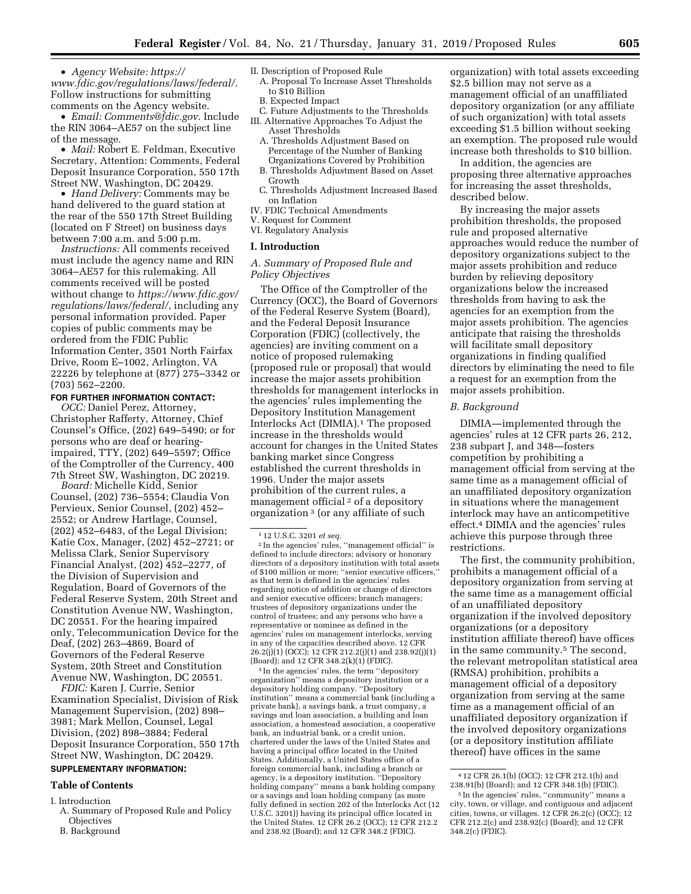- *Agency Website: https://www.fdic.gov/regulations/laws/federal/*. Follow instructions for submitting comments on the Agency website.
- *Email: Comments@fdic.gov*. Include the RIN 3064–AE57 on the subject line of the message.
- *Mail:* Robert E. Feldman, Executive Secretary, Attention: Comments, Federal Deposit Insurance Corporation, 550 17th Street NW, Washington, DC 20429.
- *Hand Delivery:* Comments may be hand delivered to the guard station at the rear of the 550 17th Street Building (located on F Street) on business days between 7:00 a.m. and 5:00 p.m.

*Instructions:* All comments received must include the agency name and RIN 3064–AE57 for this rulemaking. All comments received will be posted without change to *https://www.fdic.gov/regulations/laws/federal/*, including any personal information provided. Paper copies of public comments may be ordered from the FDIC Public Information Center, 3501 North Fairfax Drive, Room E–1002, Arlington, VA 22226 by telephone at (877) 275–3342 or (703) 562–2200.

**FOR FURTHER INFORMATION CONTACT:**

*OCC:* Daniel Perez, Attorney, Christopher Rafferty, Attorney, Chief Counsel's Office, (202) 649–5490; or for persons who are deaf or hearing-impaired, TTY, (202) 649–5597; Office of the Comptroller of the Currency, 400 7th Street SW, Washington, DC 20219.

*Board:* Michelle Kidd, Senior Counsel, (202) 736–5554; Claudia Von Pervieux, Senior Counsel, (202) 452–2552; or Andrew Hartlage, Counsel, (202) 452–6483, of the Legal Division; Katie Cox, Manager, (202) 452–2721; or Melissa Clark, Senior Supervisory Financial Analyst, (202) 452–2277, of the Division of Supervision and Regulation, Board of Governors of the Federal Reserve System, 20th Street and Constitution Avenue NW, Washington, DC 20551. For the hearing impaired only, Telecommunication Device for the Deaf, (202) 263–4869, Board of Governors of the Federal Reserve System, 20th Street and Constitution Avenue NW, Washington, DC 20551.

*FDIC:* Karen J. Currie, Senior Examination Specialist, Division of Risk Management Supervision, (202) 898–3981; Mark Mellon, Counsel, Legal Division, (202) 898–3884; Federal Deposit Insurance Corporation, 550 17th Street NW, Washington, DC 20429.

**SUPPLEMENTARY INFORMATION:**

**Table of Contents**

I. Introduction
   A. Summary of Proposed Rule and Policy Objectives
   B. Background
II. Description of Proposed Rule
   A. Proposal To Increase Asset Thresholds to $10 Billion
   B. Expected Impact
   C. Future Adjustments to the Thresholds
III. Alternative Approaches To Adjust the Asset Thresholds
   A. Thresholds Adjustment Based on Percentage of the Number of Banking Organizations Covered by Prohibition
   B. Thresholds Adjustment Based on Asset Growth
   C. Thresholds Adjustment Increased Based on Inflation
IV. FDIC Technical Amendments
V. Request for Comment
VI. Regulatory Analysis

## I. Introduction

### *A. Summary of Proposed Rule and Policy Objectives*

The Office of the Comptroller of the Currency (OCC), the Board of Governors of the Federal Reserve System (Board), and the Federal Deposit Insurance Corporation (FDIC) (collectively, the agencies) are inviting comment on a notice of proposed rulemaking (proposed rule or proposal) that would increase the major assets prohibition thresholds for management interlocks in the agencies' rules implementing the Depository Institution Management Interlocks Act (DIMIA).[1] The proposed increase in the thresholds would account for changes in the United States banking market since Congress established the current thresholds in 1996. Under the major assets prohibition of the current rules, a management official[2] of a depository organization[3] (or any affiliate of such organization) with total assets exceeding $2.5 billion may not serve as a management official of an unaffiliated depository organization (or any affiliate of such organization) with total assets exceeding $1.5 billion without seeking an exemption. The proposed rule would increase both thresholds to $10 billion.

In addition, the agencies are proposing three alternative approaches for increasing the asset thresholds, described below.

By increasing the major assets prohibition thresholds, the proposed rule and proposed alternative approaches would reduce the number of depository organizations subject to the major assets prohibition and reduce burden by relieving depository organizations below the increased thresholds from having to ask the agencies for an exemption from the major assets prohibition. The agencies anticipate that raising the thresholds will facilitate small depository organizations in finding qualified directors by eliminating the need to file a request for an exemption from the major assets prohibition.

### *B. Background*

DIMIA—implemented through the agencies' rules at 12 CFR parts 26, 212, 238 subpart J, and 348—fosters competition by prohibiting a management official from serving at the same time as a management official of an unaffiliated depository organization in situations where the management interlock may have an anticompetitive effect.[4] DIMIA and the agencies' rules achieve this purpose through three restrictions.

The first, the community prohibition, prohibits a management official of a depository organization from serving at the same time as a management official of an unaffiliated depository organization if the involved depository organizations (or a depository institution affiliate thereof) have offices in the same community.[5] The second, the relevant metropolitan statistical area (RMSA) prohibition, prohibits a management official of a depository organization from serving at the same time as a management official of an unaffiliated depository organization if the involved depository organizations (or a depository institution affiliate thereof) have offices in the same

---

[1] 12 U.S.C. 3201 *et seq.*

[2] In the agencies' rules, "management official" is defined to include directors; advisory or honorary directors of a depository institution with total assets of $100 million or more; "senior executive officers," as that term is defined in the agencies' rules regarding notice of addition or change of directors and senior executive officers; branch managers; trustees of depository organizations under the control of trustees; and any persons who have a representative or nominee as defined in the agencies' rules on management interlocks, serving in any of the capacities described above. 12 CFR 26.2(j)(1) (OCC); 12 CFR 212.2(j)(1) and 238.92(j)(1) (Board); and 12 CFR 348.2(k)(1) (FDIC).

[3] In the agencies' rules, the term "depository organization" means a depository institution or a depository holding company. "Depository institution" means a commercial bank (including a private bank), a savings bank, a trust company, a savings and loan association, a building and loan association, a homestead association, a cooperative bank, an industrial bank, or a credit union, chartered under the laws of the United States and having a principal office located in the United States. Additionally, a United States office of a foreign commercial bank, including a branch or agency, is a depository institution. "Depository holding company" means a bank holding company or a savings and loan holding company (as more fully defined in section 202 of the Interlocks Act (12 U.S.C. 3201)) having its principal office located in the United States. 12 CFR 26.2 (OCC); 12 CFR 212.2 and 238.92 (Board); and 12 CFR 348.2 (FDIC).

[4] 12 CFR 26.1(b) (OCC); 12 CFR 212.1(b) and 238.91(b) (Board); and 12 CFR 348.1(b) (FDIC).

[5] In the agencies' rules, "community" means a city, town, or village, and contiguous and adjacent cities, towns, or villages. 12 CFR 26.2(c) (OCC); 12 CFR 212.2(c) and 238.92(c) (Board); and 12 CFR 348.2(c) (FDIC).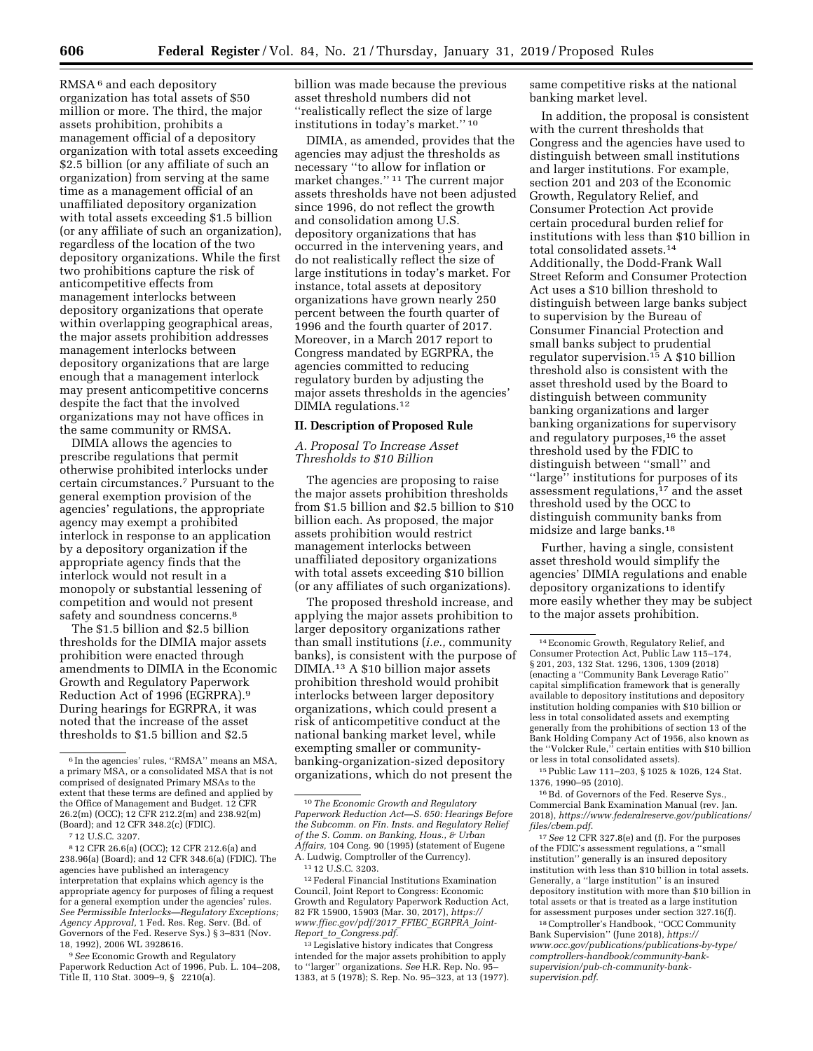RMSA[6] and each depository organization has total assets of $50 million or more. The third, the major assets prohibition, prohibits a management official of a depository organization with total assets exceeding $2.5 billion (or any affiliate of such an organization) from serving at the same time as a management official of an unaffiliated depository organization with total assets exceeding $1.5 billion (or any affiliate of such an organization), regardless of the location of the two depository organizations. While the first two prohibitions capture the risk of anticompetitive effects from management interlocks between depository organizations that operate within overlapping geographical areas, the major assets prohibition addresses management interlocks between depository organizations that are large enough that a management interlock may present anticompetitive concerns despite the fact that the involved organizations may not have offices in the same community or RMSA.

DIMIA allows the agencies to prescribe regulations that permit otherwise prohibited interlocks under certain circumstances.[7] Pursuant to the general exemption provision of the agencies' regulations, the appropriate agency may exempt a prohibited interlock in response to an application by a depository organization if the appropriate agency finds that the interlock would not result in a monopoly or substantial lessening of competition and would not present safety and soundness concerns.[8]

The $1.5 billion and $2.5 billion thresholds for the DIMIA major assets prohibition were enacted through amendments to DIMIA in the Economic Growth and Regulatory Paperwork Reduction Act of 1996 (EGRPRA).[9] During hearings for EGRPRA, it was noted that the increase of the asset thresholds to $1.5 billion and $2.5 billion was made because the previous asset threshold numbers did not "realistically reflect the size of large institutions in today's market."[10]

DIMIA, as amended, provides that the agencies may adjust the thresholds as necessary "to allow for inflation or market changes."[11] The current major assets thresholds have not been adjusted since 1996, do not reflect the growth and consolidation among U.S. depository organizations that has occurred in the intervening years, and do not realistically reflect the size of large institutions in today's market. For instance, total assets at depository organizations have grown nearly 250 percent between the fourth quarter of 1996 and the fourth quarter of 2017. Moreover, in a March 2017 report to Congress mandated by EGRPRA, the agencies committed to reducing regulatory burden by adjusting the major assets thresholds in the agencies' DIMIA regulations.[12]

## II. Description of Proposed Rule

### *A. Proposal To Increase Asset Thresholds to $10 Billion*

The agencies are proposing to raise the major assets prohibition thresholds from $1.5 billion and $2.5 billion to $10 billion each. As proposed, the major assets prohibition would restrict management interlocks between unaffiliated depository organizations with total assets exceeding $10 billion (or any affiliates of such organizations).

The proposed threshold increase, and applying the major assets prohibition to larger depository organizations rather than small institutions (*i.e.,* community banks), is consistent with the purpose of DIMIA.[13] A $10 billion major assets prohibition threshold would prohibit interlocks between larger depository organizations, which could present a risk of anticompetitive conduct at the national banking market level, while exempting smaller or community-banking-organization-sized depository organizations, which do not present the same competitive risks at the national banking market level.

In addition, the proposal is consistent with the current thresholds that Congress and the agencies have used to distinguish between small institutions and larger institutions. For example, section 201 and 203 of the Economic Growth, Regulatory Relief, and Consumer Protection Act provide certain procedural burden relief for institutions with less than $10 billion in total consolidated assets.[14] Additionally, the Dodd-Frank Wall Street Reform and Consumer Protection Act uses a $10 billion threshold to distinguish between large banks subject to supervision by the Bureau of Consumer Financial Protection and small banks subject to prudential regulator supervision.[15] A $10 billion threshold also is consistent with the asset threshold used by the Board to distinguish between community banking organizations and larger banking organizations for supervisory and regulatory purposes,[16] the asset threshold used by the FDIC to distinguish between "small" and "large" institutions for purposes of its assessment regulations,[17] and the asset threshold used by the OCC to distinguish community banks from midsize and large banks.[18]

Further, having a single, consistent asset threshold would simplify the agencies' DIMIA regulations and enable depository organizations to identify more easily whether they may be subject to the major assets prohibition.

---

[6] In the agencies' rules, "RMSA" means an MSA, a primary MSA, or a consolidated MSA that is not comprised of designated Primary MSAs to the extent that these terms are defined and applied by the Office of Management and Budget. 12 CFR 26.2(m) (OCC); 12 CFR 212.2(m) and 238.92(m) (Board); and 12 CFR 348.2(c) (FDIC).

[7] 12 U.S.C. 3207.

[8] 12 CFR 26.6(a) (OCC); 12 CFR 212.6(a) and 238.96(a) (Board); and 12 CFR 348.6(a) (FDIC). The agencies have published an interagency interpretation that explains which agency is the appropriate agency for purposes of filing a request for a general exemption under the agencies' rules. *See Permissible Interlocks—Regulatory Exceptions; Agency Approval,* 1 Fed. Res. Reg. Serv. (Bd. of Governors of the Fed. Reserve Sys.) § 3–831 (Nov. 18, 1992), 2006 WL 3928616.

[9] *See* Economic Growth and Regulatory Paperwork Reduction Act of 1996, Pub. L. 104–208, Title II, 110 Stat. 3009–9, § 2210(a).

[10] *The Economic Growth and Regulatory Paperwork Reduction Act—S. 650: Hearings Before the Subcomm. on Fin. Insts. and Regulatory Relief of the S. Comm. on Banking, Hous., & Urban Affairs,* 104 Cong. 90 (1995) (statement of Eugene A. Ludwig, Comptroller of the Currency).

[11] 12 U.S.C. 3203.

[12] Federal Financial Institutions Examination Council, Joint Report to Congress: Economic Growth and Regulatory Paperwork Reduction Act, 82 FR 15900, 15903 (Mar. 30, 2017), *https://www.ffiec.gov/pdf/2017_FFIEC_EGRPRA_Joint-Report_to_Congress.pdf.*

[13] Legislative history indicates that Congress intended for the major assets prohibition to apply to "larger" organizations. *See* H.R. Rep. No. 95–1383, at 5 (1978); S. Rep. No. 95–323, at 13 (1977).

[14] Economic Growth, Regulatory Relief, and Consumer Protection Act, Public Law 115–174, § 201, 203, 132 Stat. 1296, 1306, 1309 (2018) (enacting a "Community Bank Leverage Ratio" capital simplification framework that is generally available to depository institutions and depository institution holding companies with $10 billion or less in total consolidated assets and exempting generally from the prohibitions of section 13 of the Bank Holding Company Act of 1956, also known as the "Volcker Rule," certain entities with $10 billion or less in total consolidated assets).

[15] Public Law 111–203, § 1025 & 1026, 124 Stat. 1376, 1990–95 (2010).

[16] Bd. of Governors of the Fed. Reserve Sys., Commercial Bank Examination Manual (rev. Jan. 2018), *https://www.federalreserve.gov/publications/files/cbem.pdf.*

[17] *See* 12 CFR 327.8(e) and (f). For the purposes of the FDIC's assessment regulations, a "small institution" generally is an insured depository institution with less than $10 billion in total assets. Generally, a "large institution" is an insured depository institution with more than $10 billion in total assets or that is treated as a large institution for assessment purposes under section 327.16(f).

[18] Comptroller's Handbook, "OCC Community Bank Supervision" (June 2018), *https://www.occ.gov/publications/publications-by-type/comptrollers-handbook/community-bank-supervision/pub-ch-community-bank-supervision.pdf.*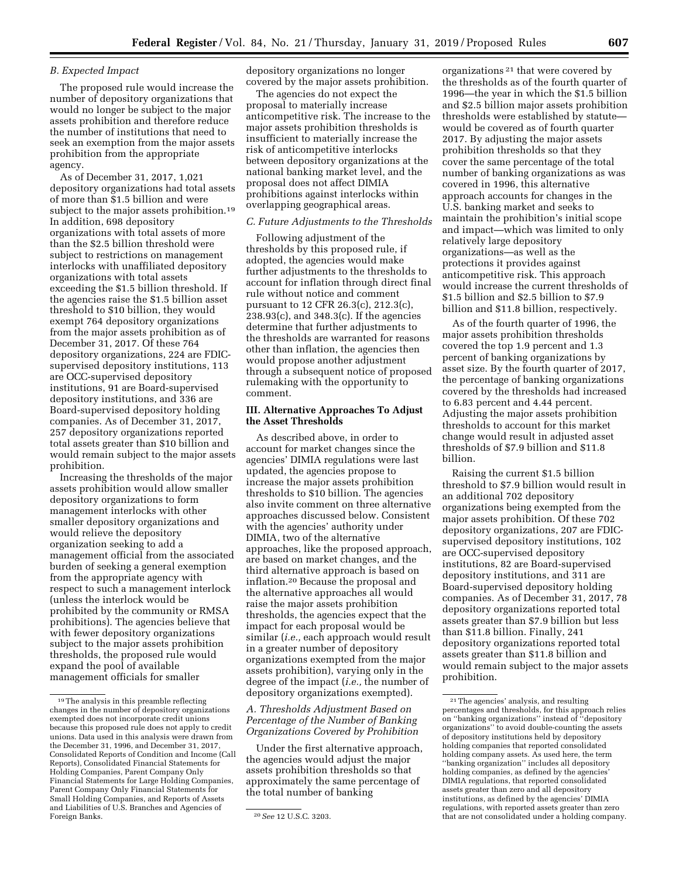### B. Expected Impact

The proposed rule would increase the number of depository organizations that would no longer be subject to the major assets prohibition and therefore reduce the number of institutions that need to seek an exemption from the major assets prohibition from the appropriate agency.

As of December 31, 2017, 1,021 depository organizations had total assets of more than $1.5 billion and were subject to the major assets prohibition.[19] In addition, 698 depository organizations with total assets of more than the $2.5 billion threshold were subject to restrictions on management interlocks with unaffiliated depository organizations with total assets exceeding the $1.5 billion threshold. If the agencies raise the $1.5 billion asset threshold to $10 billion, they would exempt 764 depository organizations from the major assets prohibition as of December 31, 2017. Of these 764 depository organizations, 224 are FDIC-supervised depository institutions, 113 are OCC-supervised depository institutions, 91 are Board-supervised depository institutions, and 336 are Board-supervised depository holding companies. As of December 31, 2017, 257 depository organizations reported total assets greater than $10 billion and would remain subject to the major assets prohibition.

Increasing the thresholds of the major assets prohibition would allow smaller depository organizations to form management interlocks with other smaller depository organizations and would relieve the depository organization seeking to add a management official from the associated burden of seeking a general exemption from the appropriate agency with respect to such a management interlock (unless the interlock would be prohibited by the community or RMSA prohibitions). The agencies believe that with fewer depository organizations subject to the major assets prohibition thresholds, the proposed rule would expand the pool of available management officials for smaller depository organizations no longer covered by the major assets prohibition.

The agencies do not expect the proposal to materially increase anticompetitive risk. The increase to the major assets prohibition thresholds is insufficient to materially increase the risk of anticompetitive interlocks between depository organizations at the national banking market level, and the proposal does not affect DIMIA prohibitions against interlocks within overlapping geographical areas.

### C. Future Adjustments to the Thresholds

Following adjustment of the thresholds by this proposed rule, if adopted, the agencies would make further adjustments to the thresholds to account for inflation through direct final rule without notice and comment pursuant to 12 CFR 26.3(c), 212.3(c), 238.93(c), and 348.3(c). If the agencies determine that further adjustments to the thresholds are warranted for reasons other than inflation, the agencies then would propose another adjustment through a subsequent notice of proposed rulemaking with the opportunity to comment.

## III. Alternative Approaches To Adjust the Asset Thresholds

As described above, in order to account for market changes since the agencies' DIMIA regulations were last updated, the agencies propose to increase the major assets prohibition thresholds to $10 billion. The agencies also invite comment on three alternative approaches discussed below. Consistent with the agencies' authority under DIMIA, two of the alternative approaches, like the proposed approach, are based on market changes, and the third alternative approach is based on inflation.[20] Because the proposal and the alternative approaches all would raise the major assets prohibition thresholds, the agencies expect that the impact for each proposal would be similar (*i.e.,* each approach would result in a greater number of depository organizations exempted from the major assets prohibition), varying only in the degree of the impact (*i.e.,* the number of depository organizations exempted).

### A. Thresholds Adjustment Based on Percentage of the Number of Banking Organizations Covered by Prohibition

Under the first alternative approach, the agencies would adjust the major assets prohibition thresholds so that approximately the same percentage of the total number of banking organizations[21] that were covered by the thresholds as of the fourth quarter of 1996—the year in which the $1.5 billion and $2.5 billion major assets prohibition thresholds were established by statute—would be covered as of fourth quarter 2017. By adjusting the major assets prohibition thresholds so that they cover the same percentage of the total number of banking organizations as was covered in 1996, this alternative approach accounts for changes in the U.S. banking market and seeks to maintain the prohibition's initial scope and impact—which was limited to only relatively large depository organizations—as well as the protections it provides against anticompetitive risk. This approach would increase the current thresholds of $1.5 billion and $2.5 billion to $7.9 billion and $11.8 billion, respectively.

As of the fourth quarter of 1996, the major assets prohibition thresholds covered the top 1.9 percent and 1.3 percent of banking organizations by asset size. By the fourth quarter of 2017, the percentage of banking organizations covered by the thresholds had increased to 6.83 percent and 4.44 percent. Adjusting the major assets prohibition thresholds to account for this market change would result in adjusted asset thresholds of $7.9 billion and $11.8 billion.

Raising the current $1.5 billion threshold to $7.9 billion would result in an additional 702 depository organizations being exempted from the major assets prohibition. Of these 702 depository organizations, 207 are FDIC-supervised depository institutions, 102 are OCC-supervised depository institutions, 82 are Board-supervised depository institutions, and 311 are Board-supervised depository holding companies. As of December 31, 2017, 78 depository organizations reported total assets greater than $7.9 billion but less than $11.8 billion. Finally, 241 depository organizations reported total assets greater than $11.8 billion and would remain subject to the major assets prohibition.

---

[19] The analysis in this preamble reflecting changes in the number of depository organizations exempted does not incorporate credit unions because this proposed rule does not apply to credit unions. Data used in this analysis were drawn from the December 31, 1996, and December 31, 2017, Consolidated Reports of Condition and Income (Call Reports), Consolidated Financial Statements for Holding Companies, Parent Company Only Financial Statements for Large Holding Companies, Parent Company Only Financial Statements for Small Holding Companies, and Reports of Assets and Liabilities of U.S. Branches and Agencies of Foreign Banks.

[20] *See* 12 U.S.C. 3203.

[21] The agencies' analysis, and resulting percentages and thresholds, for this approach relies on "banking organizations" instead of "depository organizations" to avoid double-counting the assets of depository institutions held by depository holding companies that reported consolidated holding company assets. As used here, the term "banking organization" includes all depository holding companies, as defined by the agencies' DIMIA regulations, that reported consolidated assets greater than zero and all depository institutions, as defined by the agencies' DIMIA regulations, with reported assets greater than zero that are not consolidated under a holding company.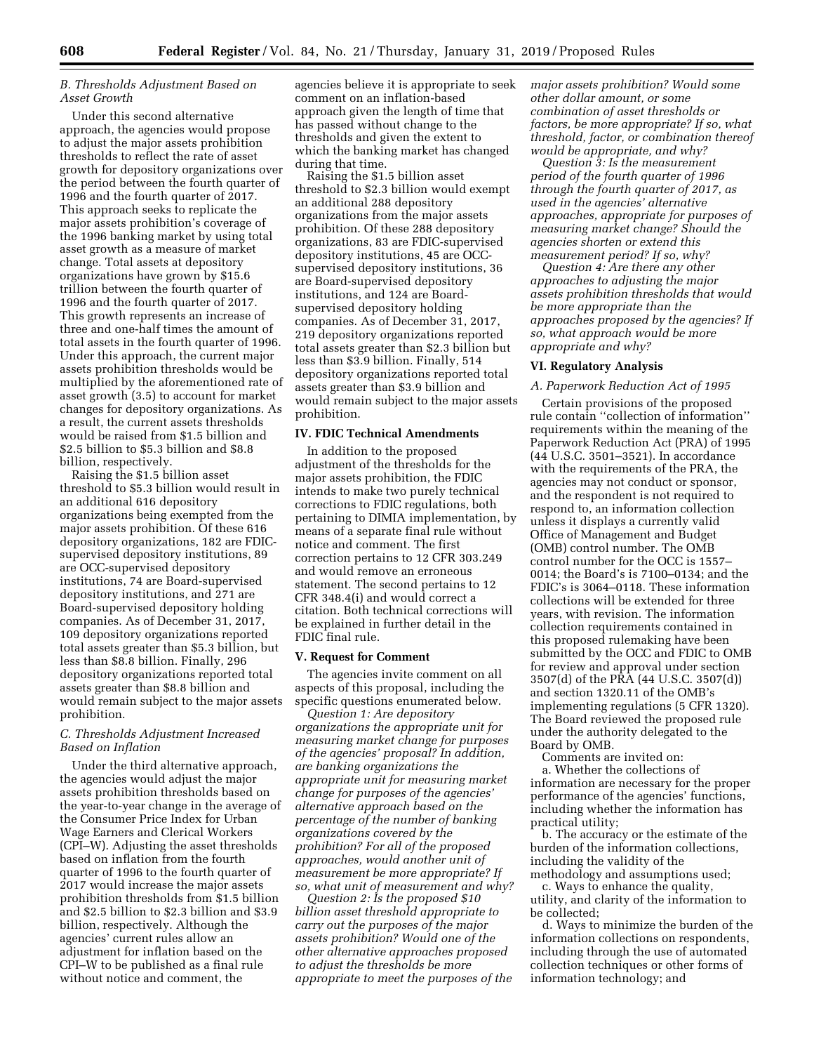### B. Thresholds Adjustment Based on Asset Growth

Under this second alternative approach, the agencies would propose to adjust the major assets prohibition thresholds to reflect the rate of asset growth for depository organizations over the period between the fourth quarter of 1996 and the fourth quarter of 2017. This approach seeks to replicate the major assets prohibition's coverage of the 1996 banking market by using total asset growth as a measure of market change. Total assets at depository organizations have grown by $15.6 trillion between the fourth quarter of 1996 and the fourth quarter of 2017. This growth represents an increase of three and one-half times the amount of total assets in the fourth quarter of 1996. Under this approach, the current major assets prohibition thresholds would be multiplied by the aforementioned rate of asset growth (3.5) to account for market changes for depository organizations. As a result, the current assets thresholds would be raised from $1.5 billion and $2.5 billion to $5.3 billion and $8.8 billion, respectively.

Raising the $1.5 billion asset threshold to $5.3 billion would result in an additional 616 depository organizations being exempted from the major assets prohibition. Of these 616 depository organizations, 182 are FDIC-supervised depository institutions, 89 are OCC-supervised depository institutions, 74 are Board-supervised depository institutions, and 271 are Board-supervised depository holding companies. As of December 31, 2017, 109 depository organizations reported total assets greater than $5.3 billion, but less than $8.8 billion. Finally, 296 depository organizations reported total assets greater than $8.8 billion and would remain subject to the major assets prohibition.

### C. Thresholds Adjustment Increased Based on Inflation

Under the third alternative approach, the agencies would adjust the major assets prohibition thresholds based on the year-to-year change in the average of the Consumer Price Index for Urban Wage Earners and Clerical Workers (CPI–W). Adjusting the asset thresholds based on inflation from the fourth quarter of 1996 to the fourth quarter of 2017 would increase the major assets prohibition thresholds from $1.5 billion and $2.5 billion to $2.3 billion and $3.9 billion, respectively. Although the agencies' current rules allow an adjustment for inflation based on the CPI–W to be published as a final rule without notice and comment, the agencies believe it is appropriate to seek comment on an inflation-based approach given the length of time that has passed without change to the thresholds and given the extent to which the banking market has changed during that time.

Raising the $1.5 billion asset threshold to $2.3 billion would exempt an additional 288 depository organizations from the major assets prohibition. Of these 288 depository organizations, 83 are FDIC-supervised depository institutions, 45 are OCC-supervised depository institutions, 36 are Board-supervised depository institutions, and 124 are Board-supervised depository holding companies. As of December 31, 2017, 219 depository organizations reported total assets greater than $2.3 billion but less than $3.9 billion. Finally, 514 depository organizations reported total assets greater than $3.9 billion and would remain subject to the major assets prohibition.

## IV. FDIC Technical Amendments

In addition to the proposed adjustment of the thresholds for the major assets prohibition, the FDIC intends to make two purely technical corrections to FDIC regulations, both pertaining to DIMIA implementation, by means of a separate final rule without notice and comment. The first correction pertains to 12 CFR 303.249 and would remove an erroneous statement. The second pertains to 12 CFR 348.4(i) and would correct a citation. Both technical corrections will be explained in further detail in the FDIC final rule.

## V. Request for Comment

The agencies invite comment on all aspects of this proposal, including the specific questions enumerated below.

*Question 1: Are depository organizations the appropriate unit for measuring market change for purposes of the agencies' proposal? In addition, are banking organizations the appropriate unit for measuring market change for purposes of the agencies' alternative approach based on the percentage of the number of banking organizations covered by the prohibition? For all of the proposed approaches, would another unit of measurement be more appropriate? If so, what unit of measurement and why?*

*Question 2: Is the proposed $10 billion asset threshold appropriate to carry out the purposes of the major assets prohibition? Would one of the other alternative approaches proposed to adjust the thresholds be more appropriate to meet the purposes of the major assets prohibition? Would some other dollar amount, or some combination of asset thresholds or factors, be more appropriate? If so, what threshold, factor, or combination thereof would be appropriate, and why?*

*Question 3: Is the measurement period of the fourth quarter of 1996 through the fourth quarter of 2017, as used in the agencies' alternative approaches, appropriate for purposes of measuring market change? Should the agencies shorten or extend this measurement period? If so, why?*

*Question 4: Are there any other approaches to adjusting the major assets prohibition thresholds that would be more appropriate than the approaches proposed by the agencies? If so, what approach would be more appropriate and why?*

## VI. Regulatory Analysis

### A. Paperwork Reduction Act of 1995

Certain provisions of the proposed rule contain "collection of information" requirements within the meaning of the Paperwork Reduction Act (PRA) of 1995 (44 U.S.C. 3501–3521). In accordance with the requirements of the PRA, the agencies may not conduct or sponsor, and the respondent is not required to respond to, an information collection unless it displays a currently valid Office of Management and Budget (OMB) control number. The OMB control number for the OCC is 1557–0014; the Board's is 7100–0134; and the FDIC's is 3064–0118. These information collections will be extended for three years, with revision. The information collection requirements contained in this proposed rulemaking have been submitted by the OCC and FDIC to OMB for review and approval under section 3507(d) of the PRA (44 U.S.C. 3507(d)) and section 1320.11 of the OMB's implementing regulations (5 CFR 1320). The Board reviewed the proposed rule under the authority delegated to the Board by OMB.

Comments are invited on:

a. Whether the collections of information are necessary for the proper performance of the agencies' functions, including whether the information has practical utility;

b. The accuracy or the estimate of the burden of the information collections, including the validity of the methodology and assumptions used;

c. Ways to enhance the quality, utility, and clarity of the information to be collected;

d. Ways to minimize the burden of the information collections on respondents, including through the use of automated collection techniques or other forms of information technology; and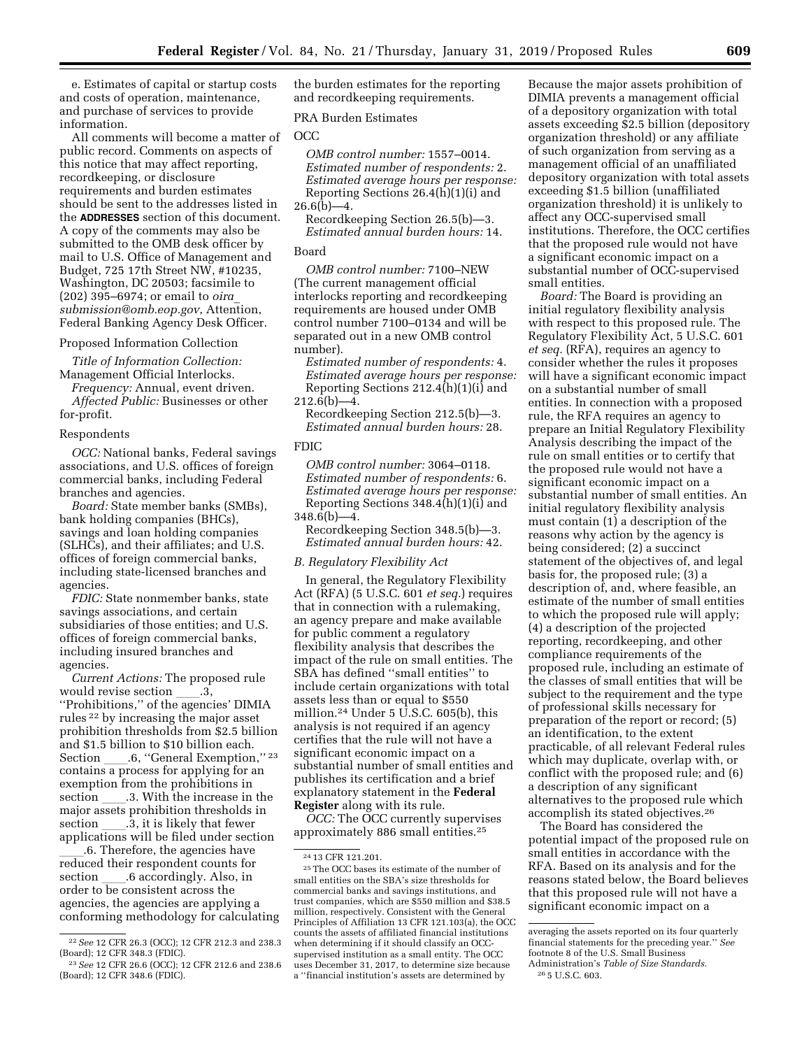e. Estimates of capital or startup costs and costs of operation, maintenance, and purchase of services to provide information.

All comments will become a matter of public record. Comments on aspects of this notice that may affect reporting, recordkeeping, or disclosure requirements and burden estimates should be sent to the addresses listed in the **ADDRESSES** section of this document. A copy of the comments may also be submitted to the OMB desk officer by mail to U.S. Office of Management and Budget, 725 17th Street NW, #10235, Washington, DC 20503; facsimile to (202) 395–6974; or email to *oira_submission@omb.eop.gov*, Attention, Federal Banking Agency Desk Officer.

Proposed Information Collection

*Title of Information Collection:* Management Official Interlocks.

*Frequency:* Annual, event driven.

*Affected Public:* Businesses or other for-profit.

Respondents

*OCC:* National banks, Federal savings associations, and U.S. offices of foreign commercial banks, including Federal branches and agencies.

*Board:* State member banks (SMBs), bank holding companies (BHCs), savings and loan holding companies (SLHCs), and their affiliates; and U.S. offices of foreign commercial banks, including state-licensed branches and agencies.

*FDIC:* State nonmember banks, state savings associations, and certain subsidiaries of those entities; and U.S. offices of foreign commercial banks, including insured branches and agencies.

*Current Actions:* The proposed rule would revise section ____.3, ''Prohibitions,'' of the agencies' DIMIA rules [22] by increasing the major asset prohibition thresholds from $2.5 billion and $1.5 billion to $10 billion each. Section ____.6, ''General Exemption,'' [23] contains a process for applying for an exemption from the prohibitions in section ____.3. With the increase in the major assets prohibition thresholds in section ____.3, it is likely that fewer applications will be filed under section ____.6. Therefore, the agencies have reduced their respondent counts for section ____.6 accordingly. Also, in order to be consistent across the agencies, the agencies are applying a conforming methodology for calculating the burden estimates for the reporting and recordkeeping requirements.

PRA Burden Estimates

OCC

*OMB control number:* 1557–0014.

*Estimated number of respondents:* 2.

*Estimated average hours per response:* Reporting Sections 26.4(h)(1)(i) and 26.6(b)—4.

Recordkeeping Section 26.5(b)—3.

*Estimated annual burden hours:* 14.

Board

*OMB control number:* 7100–NEW (The current management official interlocks reporting and recordkeeping requirements are housed under OMB control number 7100–0134 and will be separated out in a new OMB control number).

*Estimated number of respondents:* 4.

*Estimated average hours per response:* Reporting Sections 212.4(h)(1)(i) and 212.6(b)—4.

Recordkeeping Section 212.5(b)—3.

*Estimated annual burden hours:* 28.

FDIC

*OMB control number:* 3064–0118.

*Estimated number of respondents:* 6.

*Estimated average hours per response:* Reporting Sections 348.4(h)(1)(i) and 348.6(b)—4.

Recordkeeping Section 348.5(b)—3.

*Estimated annual burden hours:* 42.

*B. Regulatory Flexibility Act*

In general, the Regulatory Flexibility Act (RFA) (5 U.S.C. 601 *et seq.*) requires that in connection with a rulemaking, an agency prepare and make available for public comment a regulatory flexibility analysis that describes the impact of the rule on small entities. The SBA has defined ''small entities'' to include certain organizations with total assets less than or equal to $550 million.[24] Under 5 U.S.C. 605(b), this analysis is not required if an agency certifies that the rule will not have a significant economic impact on a substantial number of small entities and publishes its certification and a brief explanatory statement in the **Federal Register** along with its rule.

*OCC:* The OCC currently supervises approximately 886 small entities.[25] Because the major assets prohibition of DIMIA prevents a management official of a depository organization with total assets exceeding $2.5 billion (depository organization threshold) or any affiliate of such organization from serving as a management official of an unaffiliated depository organization with total assets exceeding $1.5 billion (unaffiliated organization threshold) it is unlikely to affect any OCC-supervised small institutions. Therefore, the OCC certifies that the proposed rule would not have a significant economic impact on a substantial number of OCC-supervised small entities.

*Board:* The Board is providing an initial regulatory flexibility analysis with respect to this proposed rule. The Regulatory Flexibility Act, 5 U.S.C. 601 *et seq.* (RFA), requires an agency to consider whether the rules it proposes will have a significant economic impact on a substantial number of small entities. In connection with a proposed rule, the RFA requires an agency to prepare an Initial Regulatory Flexibility Analysis describing the impact of the rule on small entities or to certify that the proposed rule would not have a significant economic impact on a substantial number of small entities. An initial regulatory flexibility analysis must contain (1) a description of the reasons why action by the agency is being considered; (2) a succinct statement of the objectives of, and legal basis for, the proposed rule; (3) a description of, and, where feasible, an estimate of the number of small entities to which the proposed rule will apply; (4) a description of the projected reporting, recordkeeping, and other compliance requirements of the proposed rule, including an estimate of the classes of small entities that will be subject to the requirement and the type of professional skills necessary for preparation of the report or record; (5) an identification, to the extent practicable, of all relevant Federal rules which may duplicate, overlap with, or conflict with the proposed rule; and (6) a description of any significant alternatives to the proposed rule which accomplish its stated objectives.[26]

The Board has considered the potential impact of the proposed rule on small entities in accordance with the RFA. Based on its analysis and for the reasons stated below, the Board believes that this proposed rule will not have a significant economic impact on a

---

[22] *See* 12 CFR 26.3 (OCC); 12 CFR 212.3 and 238.3 (Board); 12 CFR 348.3 (FDIC).

[23] *See* 12 CFR 26.6 (OCC); 12 CFR 212.6 and 238.6 (Board); 12 CFR 348.6 (FDIC).

[24] 13 CFR 121.201.

[25] The OCC bases its estimate of the number of small entities on the SBA's size thresholds for commercial banks and savings institutions, and trust companies, which are $550 million and $38.5 million, respectively. Consistent with the General Principles of Affiliation 13 CFR 121.103(a), the OCC counts the assets of affiliated financial institutions when determining if it should classify an OCC-supervised institution as a small entity. The OCC uses December 31, 2017, to determine size because a ''financial institution's assets are determined by averaging the assets reported on its four quarterly financial statements for the preceding year.'' *See* footnote 8 of the U.S. Small Business Administration's *Table of Size Standards*.

[26] 5 U.S.C. 603.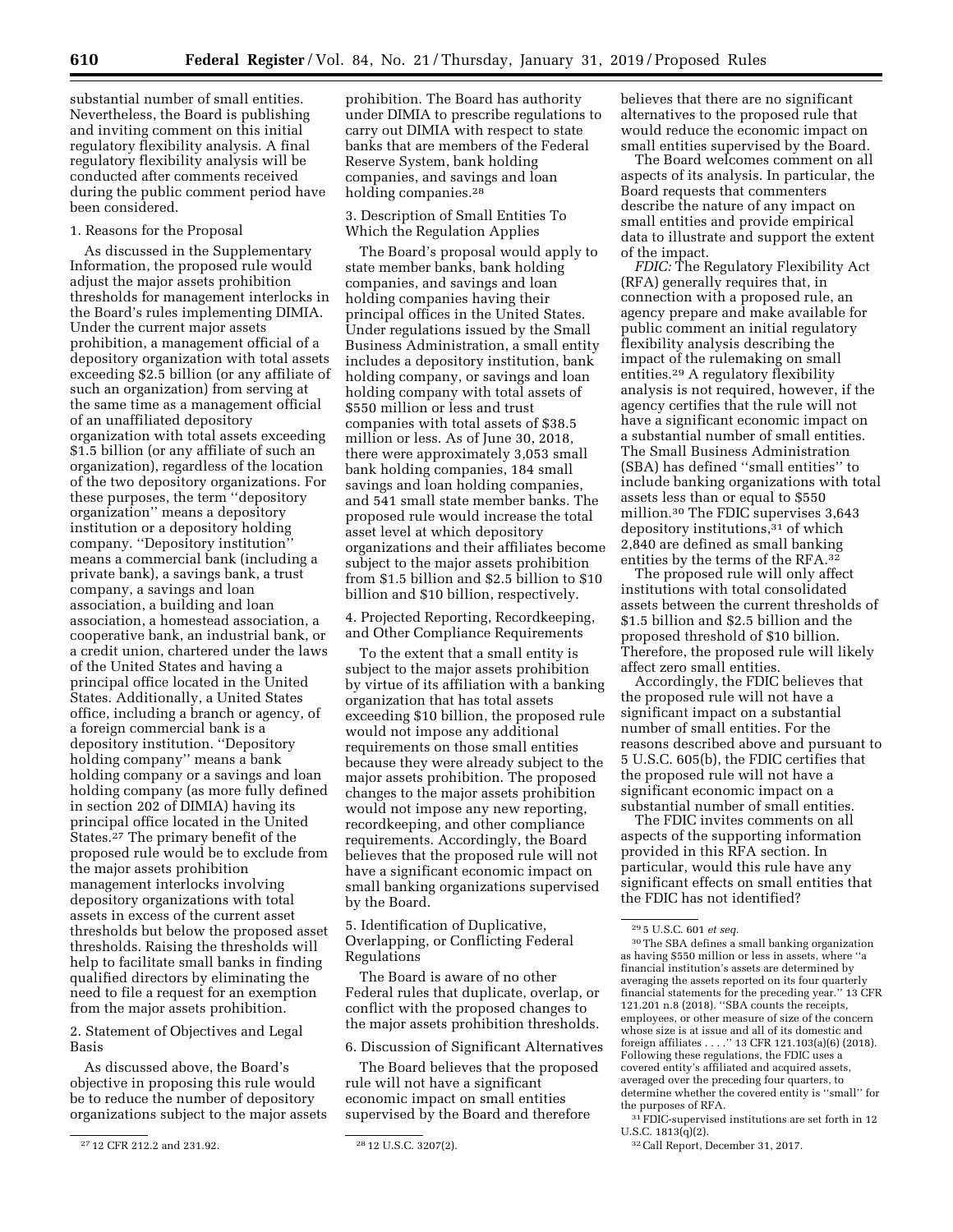substantial number of small entities. Nevertheless, the Board is publishing and inviting comment on this initial regulatory flexibility analysis. A final regulatory flexibility analysis will be conducted after comments received during the public comment period have been considered.

1. Reasons for the Proposal

As discussed in the Supplementary Information, the proposed rule would adjust the major assets prohibition thresholds for management interlocks in the Board's rules implementing DIMIA. Under the current major assets prohibition, a management official of a depository organization with total assets exceeding $2.5 billion (or any affiliate of such an organization) from serving at the same time as a management official of an unaffiliated depository organization with total assets exceeding $1.5 billion (or any affiliate of such an organization), regardless of the location of the two depository organizations. For these purposes, the term ''depository organization'' means a depository institution or a depository holding company. ''Depository institution'' means a commercial bank (including a private bank), a savings bank, a trust company, a savings and loan association, a building and loan association, a homestead association, a cooperative bank, an industrial bank, or a credit union, chartered under the laws of the United States and having a principal office located in the United States. Additionally, a United States office, including a branch or agency, of a foreign commercial bank is a depository institution. ''Depository holding company'' means a bank holding company or a savings and loan holding company (as more fully defined in section 202 of DIMIA) having its principal office located in the United States.[27] The primary benefit of the proposed rule would be to exclude from the major assets prohibition management interlocks involving depository organizations with total assets in excess of the current asset thresholds but below the proposed asset thresholds. Raising the thresholds will help to facilitate small banks in finding qualified directors by eliminating the need to file a request for an exemption from the major assets prohibition.

2. Statement of Objectives and Legal Basis

As discussed above, the Board's objective in proposing this rule would be to reduce the number of depository organizations subject to the major assets prohibition. The Board has authority under DIMIA to prescribe regulations to carry out DIMIA with respect to state banks that are members of the Federal Reserve System, bank holding companies, and savings and loan holding companies.[28]

3. Description of Small Entities To Which the Regulation Applies

The Board's proposal would apply to state member banks, bank holding companies, and savings and loan holding companies having their principal offices in the United States. Under regulations issued by the Small Business Administration, a small entity includes a depository institution, bank holding company, or savings and loan holding company with total assets of $550 million or less and trust companies with total assets of $38.5 million or less. As of June 30, 2018, there were approximately 3,053 small bank holding companies, 184 small savings and loan holding companies, and 541 small state member banks. The proposed rule would increase the total asset level at which depository organizations and their affiliates become subject to the major assets prohibition from $1.5 billion and $2.5 billion to $10 billion and $10 billion, respectively.

4. Projected Reporting, Recordkeeping, and Other Compliance Requirements

To the extent that a small entity is subject to the major assets prohibition by virtue of its affiliation with a banking organization that has total assets exceeding $10 billion, the proposed rule would not impose any additional requirements on those small entities because they were already subject to the major assets prohibition. The proposed changes to the major assets prohibition would not impose any new reporting, recordkeeping, and other compliance requirements. Accordingly, the Board believes that the proposed rule will not have a significant economic impact on small banking organizations supervised by the Board.

5. Identification of Duplicative, Overlapping, or Conflicting Federal Regulations

The Board is aware of no other Federal rules that duplicate, overlap, or conflict with the proposed changes to the major assets prohibition thresholds.

6. Discussion of Significant Alternatives

The Board believes that the proposed rule will not have a significant economic impact on small entities supervised by the Board and therefore believes that there are no significant alternatives to the proposed rule that would reduce the economic impact on small entities supervised by the Board.

The Board welcomes comment on all aspects of its analysis. In particular, the Board requests that commenters describe the nature of any impact on small entities and provide empirical data to illustrate and support the extent of the impact.

*FDIC:* The Regulatory Flexibility Act (RFA) generally requires that, in connection with a proposed rule, an agency prepare and make available for public comment an initial regulatory flexibility analysis describing the impact of the rulemaking on small entities.[29] A regulatory flexibility analysis is not required, however, if the agency certifies that the rule will not have a significant economic impact on a substantial number of small entities. The Small Business Administration (SBA) has defined ''small entities'' to include banking organizations with total assets less than or equal to $550 million.[30] The FDIC supervises 3,643 depository institutions,[31] of which 2,840 are defined as small banking entities by the terms of the RFA.[32]

The proposed rule will only affect institutions with total consolidated assets between the current thresholds of $1.5 billion and $2.5 billion and the proposed threshold of $10 billion. Therefore, the proposed rule will likely affect zero small entities.

Accordingly, the FDIC believes that the proposed rule will not have a significant impact on a substantial number of small entities. For the reasons described above and pursuant to 5 U.S.C. 605(b), the FDIC certifies that the proposed rule will not have a significant economic impact on a substantial number of small entities.

The FDIC invites comments on all aspects of the supporting information provided in this RFA section. In particular, would this rule have any significant effects on small entities that the FDIC has not identified?

---

[27] 12 CFR 212.2 and 231.92.

[28] 12 U.S.C. 3207(2).

[29] 5 U.S.C. 601 *et seq.*

[30] The SBA defines a small banking organization as having $550 million or less in assets, where ''a financial institution's assets are determined by averaging the assets reported on its four quarterly financial statements for the preceding year.'' 13 CFR 121.201 n.8 (2018). ''SBA counts the receipts, employees, or other measure of size of the concern whose size is at issue and all of its domestic and foreign affiliates . . . .'' 13 CFR 121.103(a)(6) (2018). Following these regulations, the FDIC uses a covered entity's affiliated and acquired assets, averaged over the preceding four quarters, to determine whether the covered entity is ''small'' for the purposes of RFA.

[31] FDIC-supervised institutions are set forth in 12 U.S.C. 1813(q)(2).

[32] Call Report, December 31, 2017.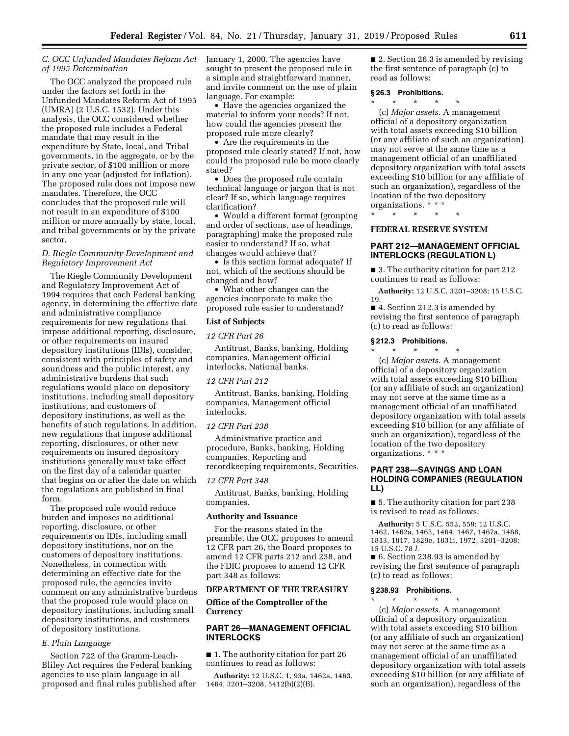### C. OCC Unfunded Mandates Reform Act of 1995 Determination

The OCC analyzed the proposed rule under the factors set forth in the Unfunded Mandates Reform Act of 1995 (UMRA) (2 U.S.C. 1532). Under this analysis, the OCC considered whether the proposed rule includes a Federal mandate that may result in the expenditure by State, local, and Tribal governments, in the aggregate, or by the private sector, of $100 million or more in any one year (adjusted for inflation). The proposed rule does not impose new mandates. Therefore, the OCC concludes that the proposed rule will not result in an expenditure of $100 million or more annually by state, local, and tribal governments or by the private sector.

### D. Riegle Community Development and Regulatory Improvement Act

The Riegle Community Development and Regulatory Improvement Act of 1994 requires that each Federal banking agency, in determining the effective date and administrative compliance requirements for new regulations that impose additional reporting, disclosure, or other requirements on insured depository institutions (IDIs), consider, consistent with principles of safety and soundness and the public interest, any administrative burdens that such regulations would place on depository institutions, including small depository institutions, and customers of depository institutions, as well as the benefits of such regulations. In addition, new regulations that impose additional reporting, disclosures, or other new requirements on insured depository institutions generally must take effect on the first day of a calendar quarter that begins on or after the date on which the regulations are published in final form.

The proposed rule would reduce burden and imposes no additional reporting, disclosure, or other requirements on IDIs, including small depository institutions, nor on the customers of depository institutions. Nonetheless, in connection with determining an effective date for the proposed rule, the agencies invite comment on any administrative burdens that the proposed rule would place on depository institutions, including small depository institutions, and customers of depository institutions.

### E. Plain Language

Section 722 of the Gramm-Leach-Bliley Act requires the Federal banking agencies to use plain language in all proposed and final rules published after January 1, 2000. The agencies have sought to present the proposed rule in a simple and straightforward manner, and invite comment on the use of plain language. For example:

- Have the agencies organized the material to inform your needs? If not, how could the agencies present the proposed rule more clearly?
- Are the requirements in the proposed rule clearly stated? If not, how could the proposed rule be more clearly stated?
- Does the proposed rule contain technical language or jargon that is not clear? If so, which language requires clarification?
- Would a different format (grouping and order of sections, use of headings, paragraphing) make the proposed rule easier to understand? If so, what changes would achieve that?
- Is this section format adequate? If not, which of the sections should be changed and how?
- What other changes can the agencies incorporate to make the proposed rule easier to understand?

## List of Subjects

*12 CFR Part 26*

Antitrust, Banks, banking, Holding companies, Management official interlocks, National banks.

*12 CFR Part 212*

Antitrust, Banks, banking, Holding companies, Management official interlocks.

*12 CFR Part 238*

Administrative practice and procedure, Banks, banking, Holding companies, Reporting and recordkeeping requirements, Securities.

*12 CFR Part 348*

Antitrust, Banks, banking, Holding companies.

## Authority and Issuance

For the reasons stated in the preamble, the OCC proposes to amend 12 CFR part 26, the Board proposes to amend 12 CFR parts 212 and 238, and the FDIC proposes to amend 12 CFR part 348 as follows:

## DEPARTMENT OF THE TREASURY

## Office of the Comptroller of the Currency

## PART 26—MANAGEMENT OFFICIAL INTERLOCKS

■ 1. The authority citation for part 26 continues to read as follows:

**Authority:** 12 U.S.C. 1, 93a, 1462a, 1463, 1464, 3201–3208, 5412(b)(2)(B).

■ 2. Section 26.3 is amended by revising the first sentence of paragraph (c) to read as follows:

### § 26.3 Prohibitions.

\* \* \* \* \*

(c) *Major assets.* A management official of a depository organization with total assets exceeding $10 billion (or any affiliate of such an organization) may not serve at the same time as a management official of an unaffiliated depository organization with total assets exceeding $10 billion (or any affiliate of such an organization), regardless of the location of the two depository organizations. \* \* \*

\* \* \* \* \*

## FEDERAL RESERVE SYSTEM

## PART 212—MANAGEMENT OFFICIAL INTERLOCKS (REGULATION L)

■ 3. The authority citation for part 212 continues to read as follows:

**Authority:** 12 U.S.C. 3201–3208; 15 U.S.C. 19.

■ 4. Section 212.3 is amended by revising the first sentence of paragraph (c) to read as follows:

### § 212.3 Prohibitions.

\* \* \* \* \*

(c) *Major assets.* A management official of a depository organization with total assets exceeding $10 billion (or any affiliate of such an organization) may not serve at the same time as a management official of an unaffiliated depository organization with total assets exceeding $10 billion (or any affiliate of such an organization), regardless of the location of the two depository organizations. \* \* \*

## PART 238—SAVINGS AND LOAN HOLDING COMPANIES (REGULATION LL)

■ 5. The authority citation for part 238 is revised to read as follows:

**Authority:** 5 U.S.C. 552, 559; 12 U.S.C. 1462, 1462a, 1463, 1464, 1467, 1467a, 1468, 1813, 1817, 1829e, 1831i, 1972, 3201–3208; 15 U.S.C. 78 *l.*

■ 6. Section 238.93 is amended by revising the first sentence of paragraph (c) to read as follows:

### § 238.93 Prohibitions.

\* \* \* \* \*

(c) *Major assets.* A management official of a depository organization with total assets exceeding $10 billion (or any affiliate of such an organization) may not serve at the same time as a management official of an unaffiliated depository organization with total assets exceeding $10 billion (or any affiliate of such an organization), regardless of the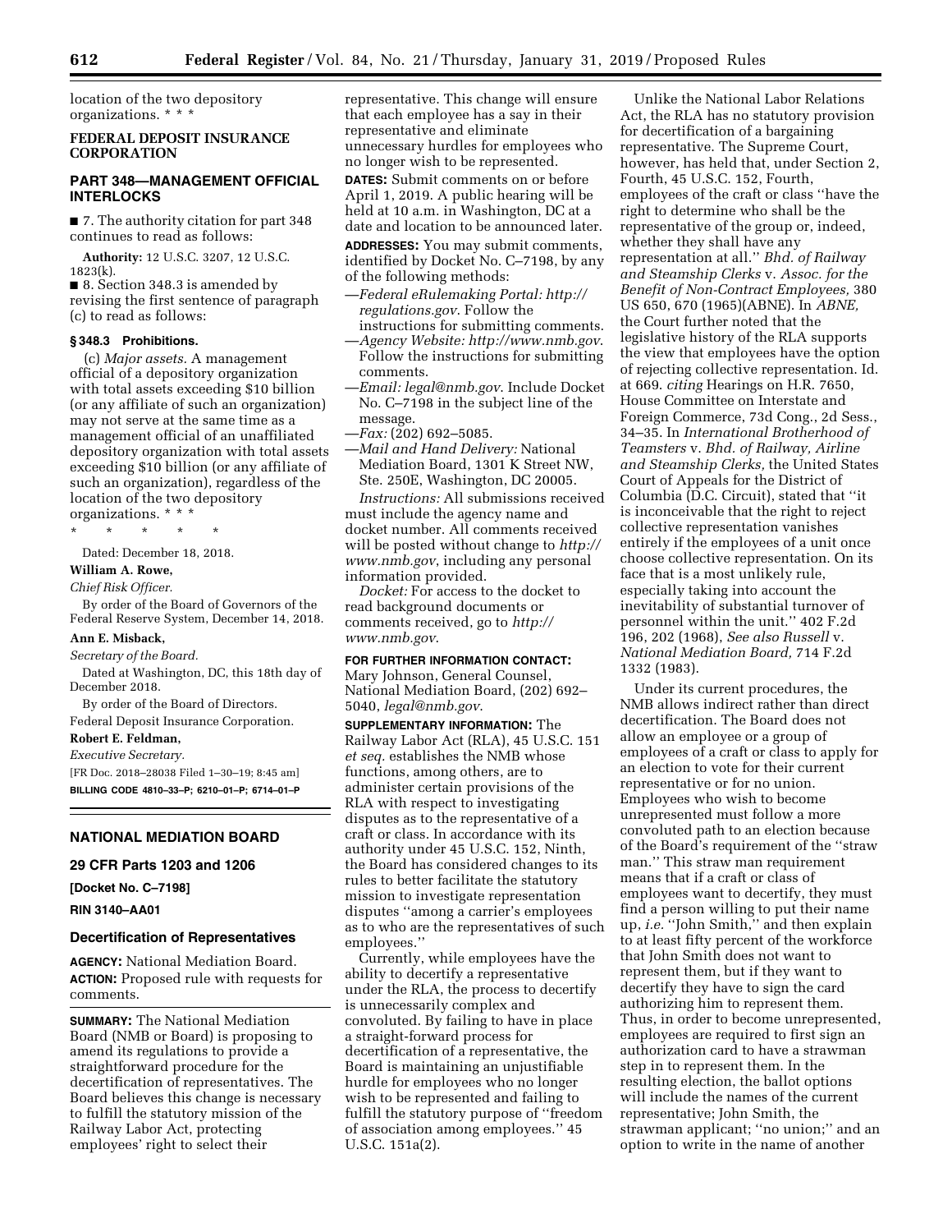location of the two depository organizations. * * *

**FEDERAL DEPOSIT INSURANCE CORPORATION**

**PART 348—MANAGEMENT OFFICIAL INTERLOCKS**

■ 7. The authority citation for part 348 continues to read as follows:

**Authority:** 12 U.S.C. 3207, 12 U.S.C. 1823(k).

■ 8. Section 348.3 is amended by revising the first sentence of paragraph (c) to read as follows:

**§ 348.3 Prohibitions.**

(c) *Major assets.* A management official of a depository organization with total assets exceeding $10 billion (or any affiliate of such an organization) may not serve at the same time as a management official of an unaffiliated depository organization with total assets exceeding $10 billion (or any affiliate of such an organization), regardless of the location of the two depository organizations. * * *

\* \* \* \* \*

Dated: December 18, 2018.

**William A. Rowe,**

*Chief Risk Officer.*

By order of the Board of Governors of the Federal Reserve System, December 14, 2018.

**Ann E. Misback,**

*Secretary of the Board.*

Dated at Washington, DC, this 18th day of December 2018.

By order of the Board of Directors.

Federal Deposit Insurance Corporation.

**Robert E. Feldman,**

*Executive Secretary.*

[FR Doc. 2018–28038 Filed 1–30–19; 8:45 am]

**BILLING CODE 4810–33–P; 6210–01–P; 6714–01–P**

---

## NATIONAL MEDIATION BOARD

**29 CFR Parts 1203 and 1206**

**[Docket No. C–7198]**

**RIN 3140–AA01**

### Decertification of Representatives

**AGENCY:** National Mediation Board.

**ACTION:** Proposed rule with requests for comments.

**SUMMARY:** The National Mediation Board (NMB or Board) is proposing to amend its regulations to provide a straightforward procedure for the decertification of representatives. The Board believes this change is necessary to fulfill the statutory mission of the Railway Labor Act, protecting employees' right to select their representative. This change will ensure that each employee has a say in their representative and eliminate unnecessary hurdles for employees who no longer wish to be represented.

**DATES:** Submit comments on or before April 1, 2019. A public hearing will be held at 10 a.m. in Washington, DC at a date and location to be announced later.

**ADDRESSES:** You may submit comments, identified by Docket No. C–7198, by any of the following methods:

—*Federal eRulemaking Portal: http://regulations.gov*. Follow the instructions for submitting comments.

—*Agency Website: http://www.nmb.gov*. Follow the instructions for submitting comments.

—*Email: legal@nmb.gov*. Include Docket No. C–7198 in the subject line of the message.

—*Fax:* (202) 692–5085.

—*Mail and Hand Delivery:* National Mediation Board, 1301 K Street NW, Ste. 250E, Washington, DC 20005.

*Instructions:* All submissions received must include the agency name and docket number. All comments received will be posted without change to *http://www.nmb.gov*, including any personal information provided.

*Docket:* For access to the docket to read background documents or comments received, go to *http://www.nmb.gov*.

**FOR FURTHER INFORMATION CONTACT:** Mary Johnson, General Counsel, National Mediation Board, (202) 692–5040, *legal@nmb.gov*.

**SUPPLEMENTARY INFORMATION:** The Railway Labor Act (RLA), 45 U.S.C. 151 *et seq.* establishes the NMB whose functions, among others, are to administer certain provisions of the RLA with respect to investigating disputes as to the representative of a craft or class. In accordance with its authority under 45 U.S.C. 152, Ninth, the Board has considered changes to its rules to better facilitate the statutory mission to investigate representation disputes "among a carrier's employees as to who are the representatives of such employees."

Currently, while employees have the ability to decertify a representative under the RLA, the process to decertify is unnecessarily complex and convoluted. By failing to have in place a straight-forward process for decertification of a representative, the Board is maintaining an unjustifiable hurdle for employees who no longer wish to be represented and failing to fulfill the statutory purpose of "freedom of association among employees." 45 U.S.C. 151a(2).

Unlike the National Labor Relations Act, the RLA has no statutory provision for decertification of a bargaining representative. The Supreme Court, however, has held that, under Section 2, Fourth, 45 U.S.C. 152, Fourth, employees of the craft or class "have the right to determine who shall be the representative of the group or, indeed, whether they shall have any representation at all." *Bhd. of Railway and Steamship Clerks* v. *Assoc. for the Benefit of Non-Contract Employees,* 380 US 650, 670 (1965)(ABNE). In *ABNE,* the Court further noted that the legislative history of the RLA supports the view that employees have the option of rejecting collective representation. Id. at 669. *citing* Hearings on H.R. 7650, House Committee on Interstate and Foreign Commerce, 73d Cong., 2d Sess., 34–35. In *International Brotherhood of Teamsters* v. *Bhd. of Railway, Airline and Steamship Clerks,* the United States Court of Appeals for the District of Columbia (D.C. Circuit), stated that "it is inconceivable that the right to reject collective representation vanishes entirely if the employees of a unit once choose collective representation. On its face that is a most unlikely rule, especially taking into account the inevitability of substantial turnover of personnel within the unit." 402 F.2d 196, 202 (1968), *See also Russell* v. *National Mediation Board,* 714 F.2d 1332 (1983).

Under its current procedures, the NMB allows indirect rather than direct decertification. The Board does not allow an employee or a group of employees of a craft or class to apply for an election to vote for their current representative or for no union. Employees who wish to become unrepresented must follow a more convoluted path to an election because of the Board's requirement of the "straw man." This straw man requirement means that if a craft or class of employees want to decertify, they must find a person willing to put their name up, *i.e.* "John Smith," and then explain to at least fifty percent of the workforce that John Smith does not want to represent them, but if they want to decertify they have to sign the card authorizing him to represent them. Thus, in order to become unrepresented, employees are required to first sign an authorization card to have a strawman step in to represent them. In the resulting election, the ballot options will include the names of the current representative; John Smith, the strawman applicant; "no union;" and an option to write in the name of another